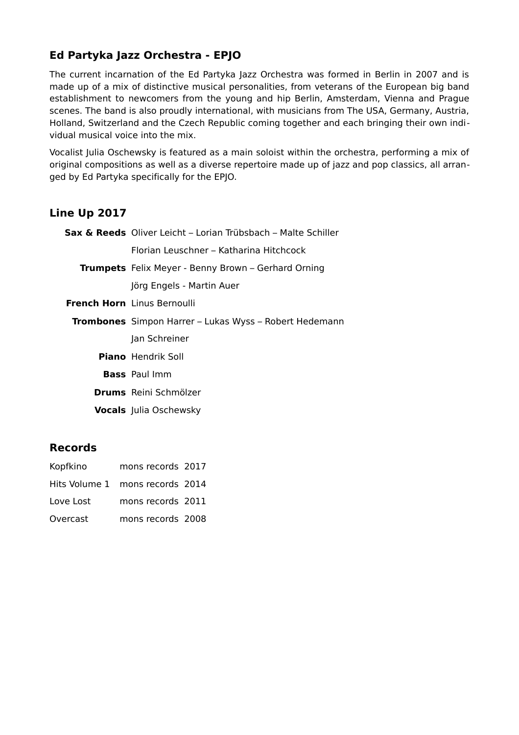## Ed Partyka Jazz Orchestra - EPJO

The current incarnation of the Ed Partyka Jazz Orchestra was formed in Berlin in 2007 and is made up of a mix of distinctive musical personalities, from veterans of the European big band establishment to newcomers from the young and hip Berlin, Amsterdam, Vienna and Prague scenes. The band is also proudly international, with musicians from The USA, Germany, Austria, Holland, Switzerland and the Czech Republic coming together and each bringing their own individual musical voice into the mix.

Vocalist Julia Oschewsky is featured as a main soloist within the orchestra, performing a mix of original compositions as well as a diverse repertoire made up of jazz and pop classics, all arranged by Ed Partyka specifically for the EPJO.

## Line Up 2017

| | |
|---|---|
| **Sax & Reeds** | Oliver Leicht – Lorian Trübsbach – Malte Schiller |
| | Florian Leuschner – Katharina Hitchcock |
| **Trumpets** | Felix Meyer - Benny Brown – Gerhard Orning |
| | Jörg Engels - Martin Auer |
| **French Horn** | Linus Bernoulli |
| **Trombones** | Simpon Harrer – Lukas Wyss – Robert Hedemann |
| | Jan Schreiner |
| **Piano** | Hendrik Soll |
| **Bass** | Paul Imm |
| **Drums** | Reini Schmölzer |
| **Vocals** | Julia Oschewsky |

## Records

| | | |
|---|---|---|
| Kopfkino | mons records | 2017 |
| Hits Volume 1 | mons records | 2014 |
| Love Lost | mons records | 2011 |
| Overcast | mons records | 2008 |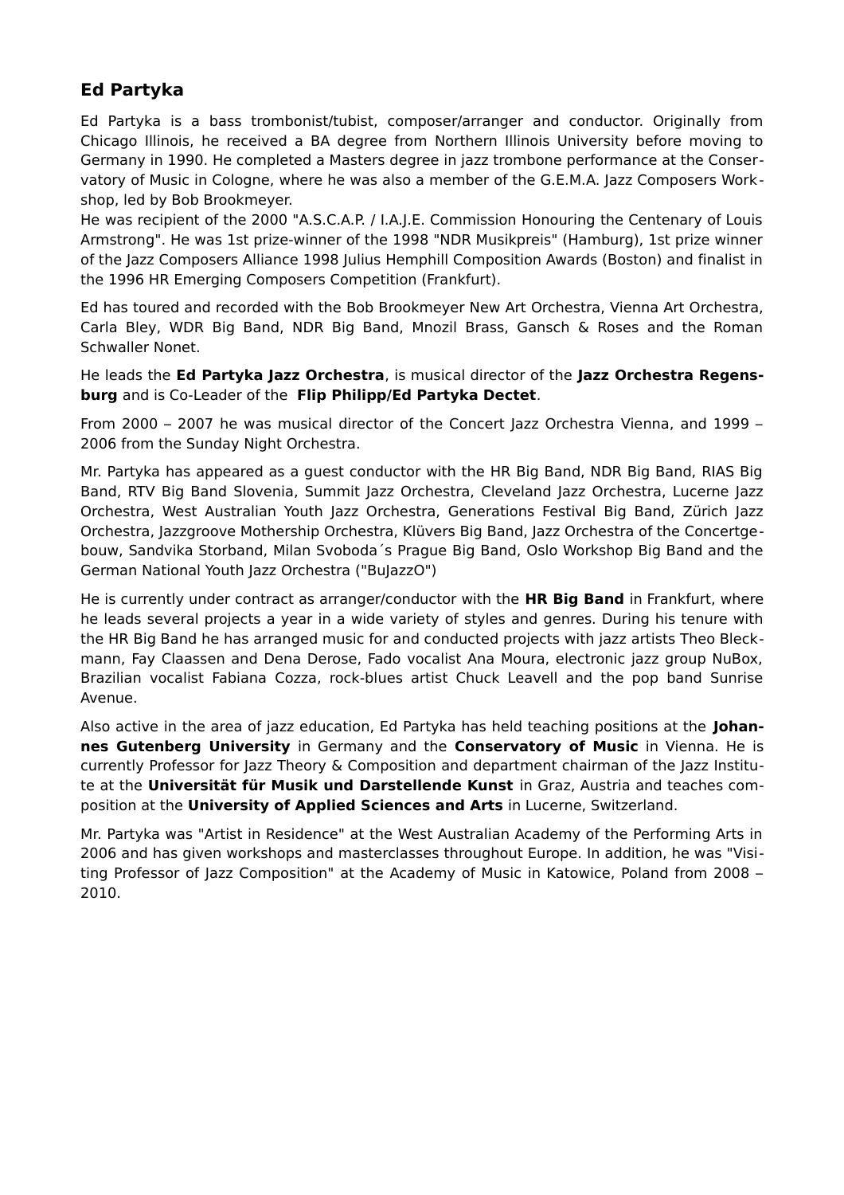## Ed Partyka

Ed Partyka is a bass trombonist/tubist, composer/arranger and conductor. Originally from Chicago Illinois, he received a BA degree from Northern Illinois University before moving to Germany in 1990. He completed a Masters degree in jazz trombone performance at the Conservatory of Music in Cologne, where he was also a member of the G.E.M.A. Jazz Composers Workshop, led by Bob Brookmeyer.
He was recipient of the 2000 "A.S.C.A.P. / I.A.J.E. Commission Honouring the Centenary of Louis Armstrong". He was 1st prize-winner of the 1998 "NDR Musikpreis" (Hamburg), 1st prize winner of the Jazz Composers Alliance 1998 Julius Hemphill Composition Awards (Boston) and finalist in the 1996 HR Emerging Composers Competition (Frankfurt).

Ed has toured and recorded with the Bob Brookmeyer New Art Orchestra, Vienna Art Orchestra, Carla Bley, WDR Big Band, NDR Big Band, Mnozil Brass, Gansch & Roses and the Roman Schwaller Nonet.

He leads the **Ed Partyka Jazz Orchestra**, is musical director of the **Jazz Orchestra Regensburg** and is Co-Leader of the **Flip Philipp/Ed Partyka Dectet**.

From 2000 – 2007 he was musical director of the Concert Jazz Orchestra Vienna, and 1999 – 2006 from the Sunday Night Orchestra.

Mr. Partyka has appeared as a guest conductor with the HR Big Band, NDR Big Band, RIAS Big Band, RTV Big Band Slovenia, Summit Jazz Orchestra, Cleveland Jazz Orchestra, Lucerne Jazz Orchestra, West Australian Youth Jazz Orchestra, Generations Festival Big Band, Zürich Jazz Orchestra, Jazzgroove Mothership Orchestra, Klüvers Big Band, Jazz Orchestra of the Concertgebouw, Sandvika Storband, Milan Svoboda´s Prague Big Band, Oslo Workshop Big Band and the German National Youth Jazz Orchestra ("BuJazzO")

He is currently under contract as arranger/conductor with the **HR Big Band** in Frankfurt, where he leads several projects a year in a wide variety of styles and genres. During his tenure with the HR Big Band he has arranged music for and conducted projects with jazz artists Theo Bleckmann, Fay Claassen and Dena Derose, Fado vocalist Ana Moura, electronic jazz group NuBox, Brazilian vocalist Fabiana Cozza, rock-blues artist Chuck Leavell and the pop band Sunrise Avenue.

Also active in the area of jazz education, Ed Partyka has held teaching positions at the **Johannes Gutenberg University** in Germany and the **Conservatory of Music** in Vienna. He is currently Professor for Jazz Theory & Composition and department chairman of the Jazz Institute at the **Universität für Musik und Darstellende Kunst** in Graz, Austria and teaches composition at the **University of Applied Sciences and Arts** in Lucerne, Switzerland.

Mr. Partyka was "Artist in Residence" at the West Australian Academy of the Performing Arts in 2006 and has given workshops and masterclasses throughout Europe. In addition, he was "Visiting Professor of Jazz Composition" at the Academy of Music in Katowice, Poland from 2008 – 2010.